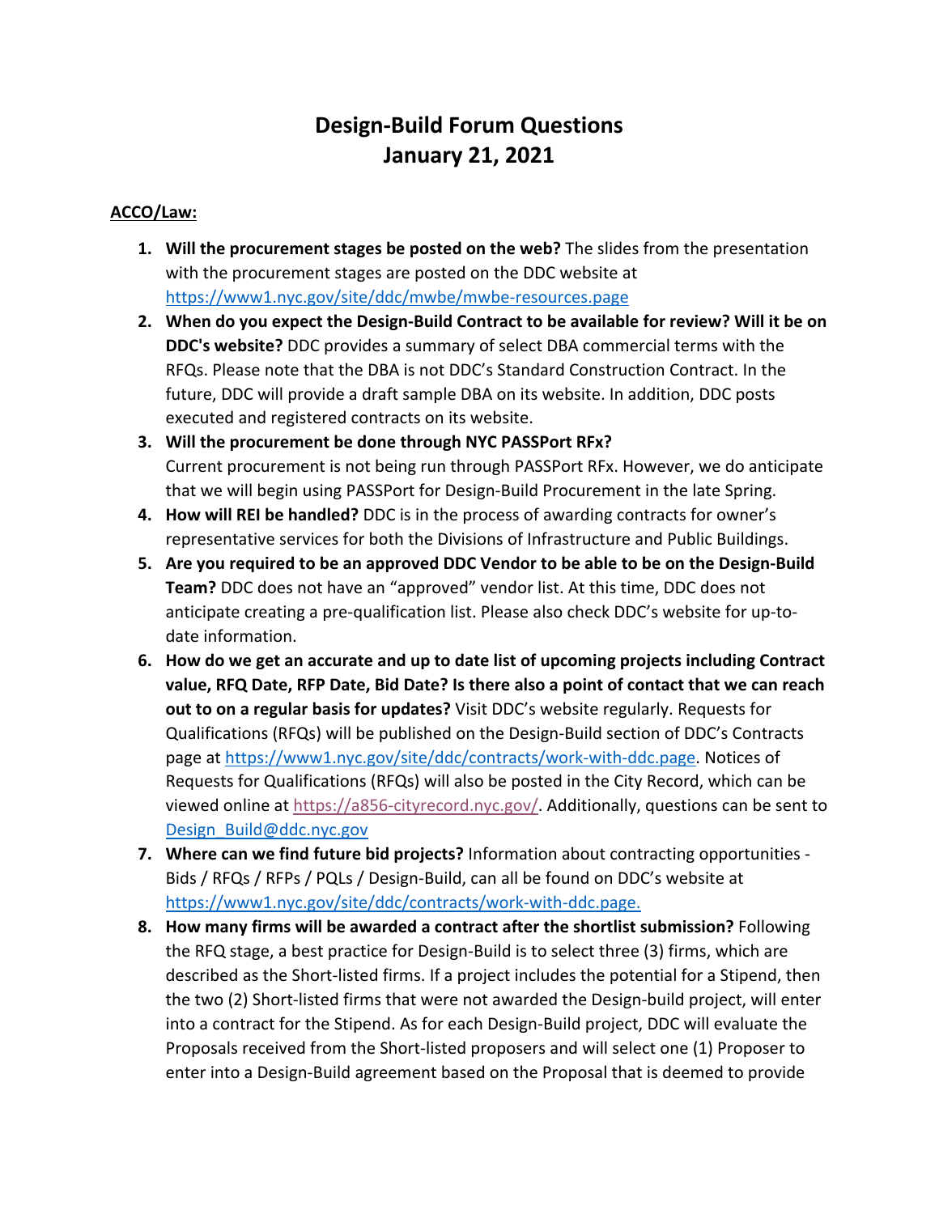# Design-Build Forum Questions
# January 21, 2021

**ACCO/Law:**

1. **Will the procurement stages be posted on the web?** The slides from the presentation with the procurement stages are posted on the DDC website at https://www1.nyc.gov/site/ddc/mwbe/mwbe-resources.page
2. **When do you expect the Design-Build Contract to be available for review? Will it be on DDC's website?** DDC provides a summary of select DBA commercial terms with the RFQs. Please note that the DBA is not DDC's Standard Construction Contract. In the future, DDC will provide a draft sample DBA on its website. In addition, DDC posts executed and registered contracts on its website.
3. **Will the procurement be done through NYC PASSPort RFx?** Current procurement is not being run through PASSPort RFx. However, we do anticipate that we will begin using PASSPort for Design-Build Procurement in the late Spring.
4. **How will REI be handled?** DDC is in the process of awarding contracts for owner's representative services for both the Divisions of Infrastructure and Public Buildings.
5. **Are you required to be an approved DDC Vendor to be able to be on the Design-Build Team?** DDC does not have an "approved" vendor list. At this time, DDC does not anticipate creating a pre-qualification list. Please also check DDC's website for up-to-date information.
6. **How do we get an accurate and up to date list of upcoming projects including Contract value, RFQ Date, RFP Date, Bid Date? Is there also a point of contact that we can reach out to on a regular basis for updates?** Visit DDC's website regularly. Requests for Qualifications (RFQs) will be published on the Design-Build section of DDC's Contracts page at https://www1.nyc.gov/site/ddc/contracts/work-with-ddc.page. Notices of Requests for Qualifications (RFQs) will also be posted in the City Record, which can be viewed online at https://a856-cityrecord.nyc.gov/. Additionally, questions can be sent to Design_Build@ddc.nyc.gov
7. **Where can we find future bid projects?** Information about contracting opportunities - Bids / RFQs / RFPs / PQLs / Design-Build, can all be found on DDC's website at https://www1.nyc.gov/site/ddc/contracts/work-with-ddc.page.
8. **How many firms will be awarded a contract after the shortlist submission?** Following the RFQ stage, a best practice for Design-Build is to select three (3) firms, which are described as the Short-listed firms. If a project includes the potential for a Stipend, then the two (2) Short-listed firms that were not awarded the Design-build project, will enter into a contract for the Stipend. As for each Design-Build project, DDC will evaluate the Proposals received from the Short-listed proposers and will select one (1) Proposer to enter into a Design-Build agreement based on the Proposal that is deemed to provide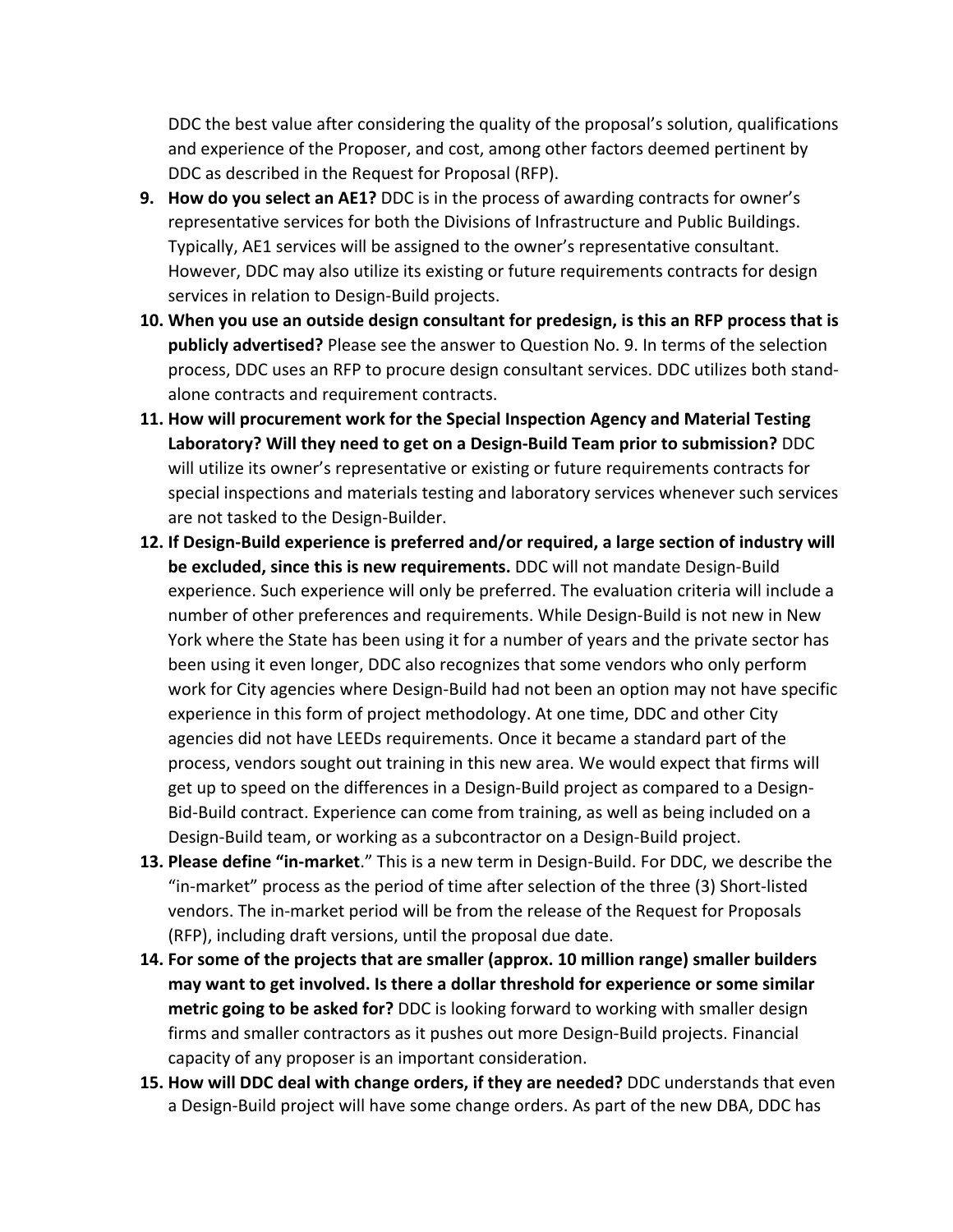DDC the best value after considering the quality of the proposal's solution, qualifications and experience of the Proposer, and cost, among other factors deemed pertinent by DDC as described in the Request for Proposal (RFP).

9. **How do you select an AE1?** DDC is in the process of awarding contracts for owner's representative services for both the Divisions of Infrastructure and Public Buildings. Typically, AE1 services will be assigned to the owner's representative consultant. However, DDC may also utilize its existing or future requirements contracts for design services in relation to Design-Build projects.
10. **When you use an outside design consultant for predesign, is this an RFP process that is publicly advertised?** Please see the answer to Question No. 9. In terms of the selection process, DDC uses an RFP to procure design consultant services. DDC utilizes both stand-alone contracts and requirement contracts.
11. **How will procurement work for the Special Inspection Agency and Material Testing Laboratory? Will they need to get on a Design-Build Team prior to submission?** DDC will utilize its owner's representative or existing or future requirements contracts for special inspections and materials testing and laboratory services whenever such services are not tasked to the Design-Builder.
12. **If Design-Build experience is preferred and/or required, a large section of industry will be excluded, since this is new requirements.** DDC will not mandate Design-Build experience. Such experience will only be preferred. The evaluation criteria will include a number of other preferences and requirements. While Design-Build is not new in New York where the State has been using it for a number of years and the private sector has been using it even longer, DDC also recognizes that some vendors who only perform work for City agencies where Design-Build had not been an option may not have specific experience in this form of project methodology. At one time, DDC and other City agencies did not have LEEDs requirements. Once it became a standard part of the process, vendors sought out training in this new area. We would expect that firms will get up to speed on the differences in a Design-Build project as compared to a Design-Bid-Build contract. Experience can come from training, as well as being included on a Design-Build team, or working as a subcontractor on a Design-Build project.
13. **Please define "in-market**." This is a new term in Design-Build. For DDC, we describe the "in-market" process as the period of time after selection of the three (3) Short-listed vendors. The in-market period will be from the release of the Request for Proposals (RFP), including draft versions, until the proposal due date.
14. **For some of the projects that are smaller (approx. 10 million range) smaller builders may want to get involved. Is there a dollar threshold for experience or some similar metric going to be asked for?** DDC is looking forward to working with smaller design firms and smaller contractors as it pushes out more Design-Build projects. Financial capacity of any proposer is an important consideration.
15. **How will DDC deal with change orders, if they are needed?** DDC understands that even a Design-Build project will have some change orders. As part of the new DBA, DDC has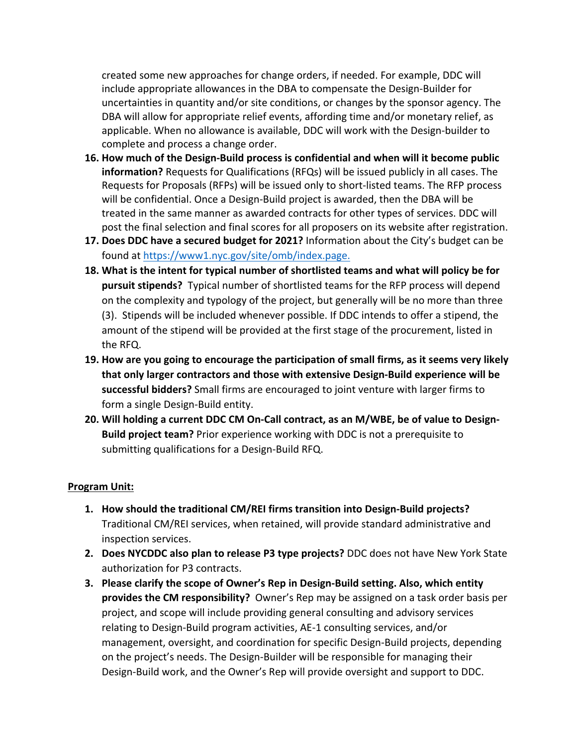created some new approaches for change orders, if needed. For example, DDC will include appropriate allowances in the DBA to compensate the Design-Builder for uncertainties in quantity and/or site conditions, or changes by the sponsor agency. The DBA will allow for appropriate relief events, affording time and/or monetary relief, as applicable. When no allowance is available, DDC will work with the Design-builder to complete and process a change order.

16. **How much of the Design-Build process is confidential and when will it become public information?** Requests for Qualifications (RFQs) will be issued publicly in all cases. The Requests for Proposals (RFPs) will be issued only to short-listed teams. The RFP process will be confidential. Once a Design-Build project is awarded, then the DBA will be treated in the same manner as awarded contracts for other types of services. DDC will post the final selection and final scores for all proposers on its website after registration.
17. **Does DDC have a secured budget for 2021?** Information about the City's budget can be found at [https://www1.nyc.gov/site/omb/index.page.](https://www1.nyc.gov/site/omb/index.page)
18. **What is the intent for typical number of shortlisted teams and what will policy be for pursuit stipends?** Typical number of shortlisted teams for the RFP process will depend on the complexity and typology of the project, but generally will be no more than three (3). Stipends will be included whenever possible. If DDC intends to offer a stipend, the amount of the stipend will be provided at the first stage of the procurement, listed in the RFQ.
19. **How are you going to encourage the participation of small firms, as it seems very likely that only larger contractors and those with extensive Design-Build experience will be successful bidders?** Small firms are encouraged to joint venture with larger firms to form a single Design-Build entity.
20. **Will holding a current DDC CM On-Call contract, as an M/WBE, be of value to Design-Build project team?** Prior experience working with DDC is not a prerequisite to submitting qualifications for a Design-Build RFQ.

**<u>Program Unit:</u>**

1. **How should the traditional CM/REI firms transition into Design-Build projects?** Traditional CM/REI services, when retained, will provide standard administrative and inspection services.
2. **Does NYCDDC also plan to release P3 type projects?** DDC does not have New York State authorization for P3 contracts.
3. **Please clarify the scope of Owner's Rep in Design-Build setting. Also, which entity provides the CM responsibility?** Owner's Rep may be assigned on a task order basis per project, and scope will include providing general consulting and advisory services relating to Design-Build program activities, AE-1 consulting services, and/or management, oversight, and coordination for specific Design-Build projects, depending on the project's needs. The Design-Builder will be responsible for managing their Design-Build work, and the Owner's Rep will provide oversight and support to DDC.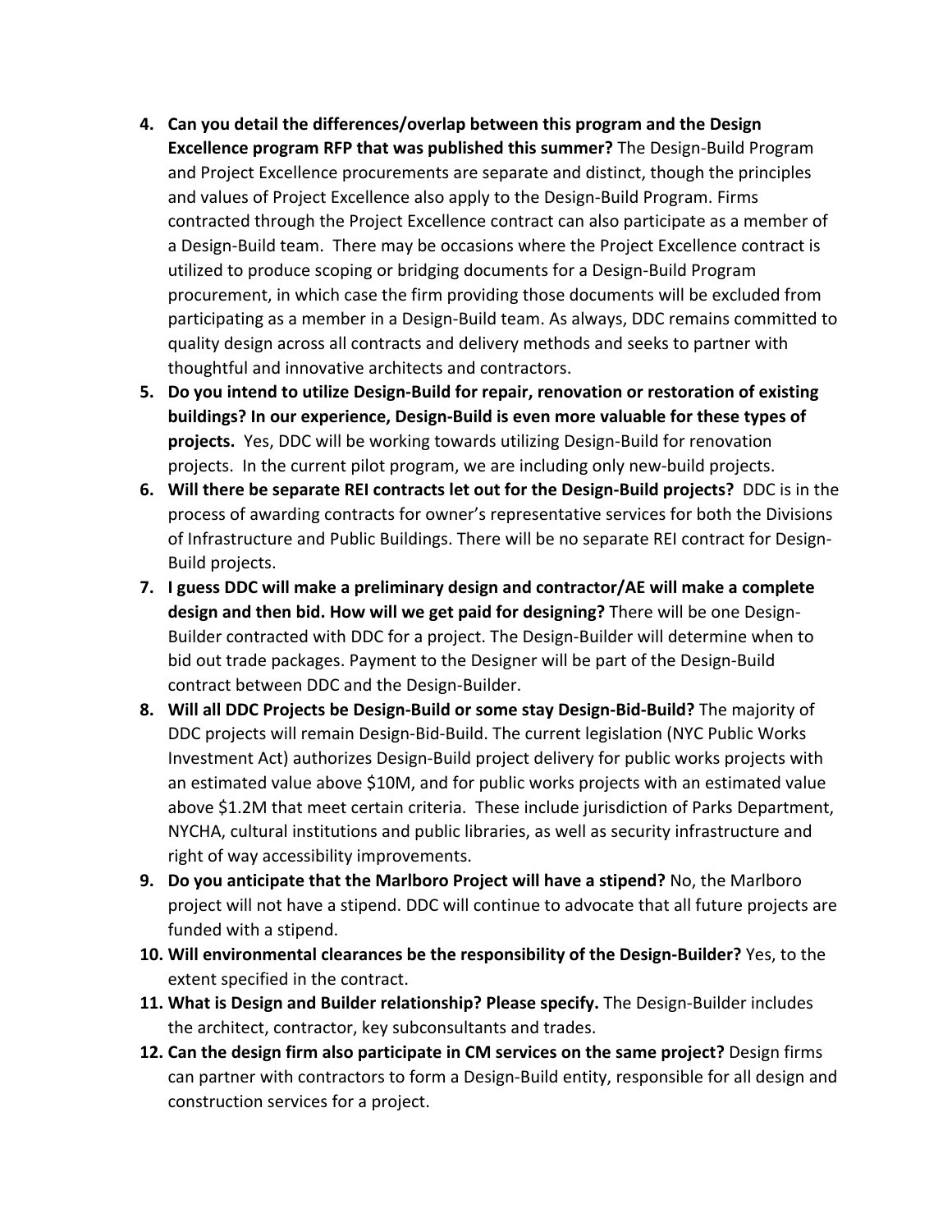4. **Can you detail the differences/overlap between this program and the Design Excellence program RFP that was published this summer?** The Design-Build Program and Project Excellence procurements are separate and distinct, though the principles and values of Project Excellence also apply to the Design-Build Program. Firms contracted through the Project Excellence contract can also participate as a member of a Design-Build team. There may be occasions where the Project Excellence contract is utilized to produce scoping or bridging documents for a Design-Build Program procurement, in which case the firm providing those documents will be excluded from participating as a member in a Design-Build team. As always, DDC remains committed to quality design across all contracts and delivery methods and seeks to partner with thoughtful and innovative architects and contractors.
5. **Do you intend to utilize Design-Build for repair, renovation or restoration of existing buildings? In our experience, Design-Build is even more valuable for these types of projects.** Yes, DDC will be working towards utilizing Design-Build for renovation projects. In the current pilot program, we are including only new-build projects.
6. **Will there be separate REI contracts let out for the Design-Build projects?** DDC is in the process of awarding contracts for owner's representative services for both the Divisions of Infrastructure and Public Buildings. There will be no separate REI contract for Design-Build projects.
7. **I guess DDC will make a preliminary design and contractor/AE will make a complete design and then bid. How will we get paid for designing?** There will be one Design-Builder contracted with DDC for a project. The Design-Builder will determine when to bid out trade packages. Payment to the Designer will be part of the Design-Build contract between DDC and the Design-Builder.
8. **Will all DDC Projects be Design-Build or some stay Design-Bid-Build?** The majority of DDC projects will remain Design-Bid-Build. The current legislation (NYC Public Works Investment Act) authorizes Design-Build project delivery for public works projects with an estimated value above $10M, and for public works projects with an estimated value above $1.2M that meet certain criteria. These include jurisdiction of Parks Department, NYCHA, cultural institutions and public libraries, as well as security infrastructure and right of way accessibility improvements.
9. **Do you anticipate that the Marlboro Project will have a stipend?** No, the Marlboro project will not have a stipend. DDC will continue to advocate that all future projects are funded with a stipend.
10. **Will environmental clearances be the responsibility of the Design-Builder?** Yes, to the extent specified in the contract.
11. **What is Design and Builder relationship? Please specify.** The Design-Builder includes the architect, contractor, key subconsultants and trades.
12. **Can the design firm also participate in CM services on the same project?** Design firms can partner with contractors to form a Design-Build entity, responsible for all design and construction services for a project.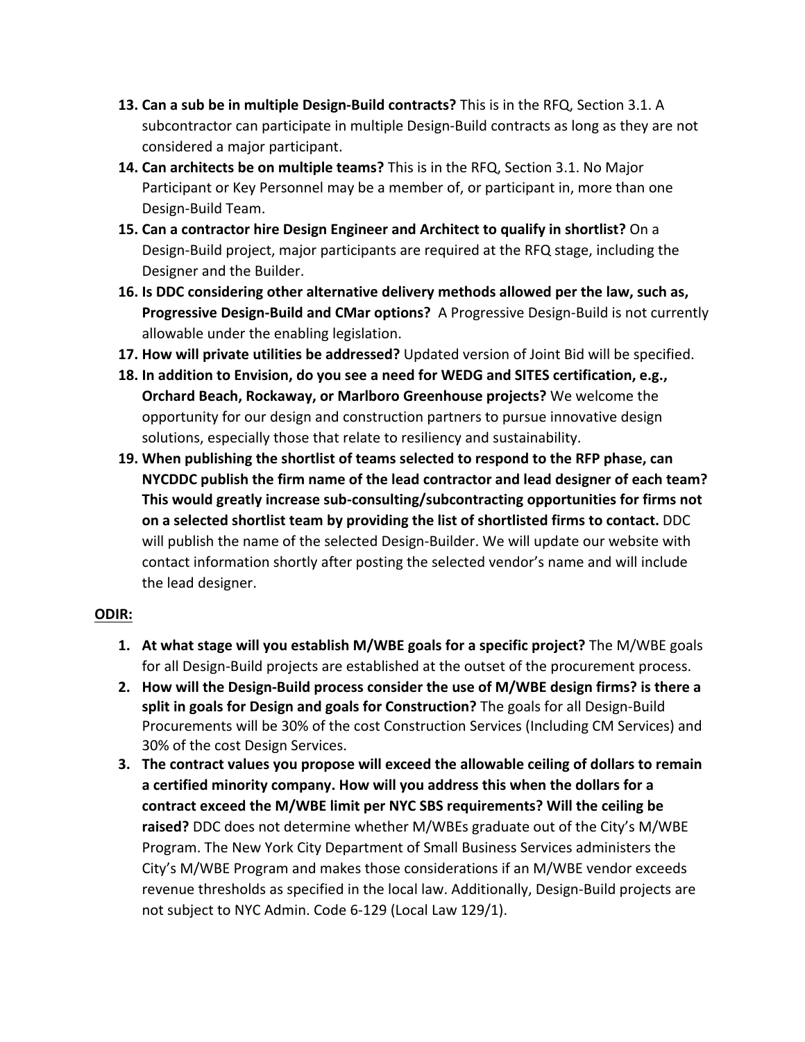13. **Can a sub be in multiple Design-Build contracts?** This is in the RFQ, Section 3.1. A subcontractor can participate in multiple Design-Build contracts as long as they are not considered a major participant.
14. **Can architects be on multiple teams?** This is in the RFQ, Section 3.1. No Major Participant or Key Personnel may be a member of, or participant in, more than one Design-Build Team.
15. **Can a contractor hire Design Engineer and Architect to qualify in shortlist?** On a Design-Build project, major participants are required at the RFQ stage, including the Designer and the Builder.
16. **Is DDC considering other alternative delivery methods allowed per the law, such as, Progressive Design-Build and CMar options?** A Progressive Design-Build is not currently allowable under the enabling legislation.
17. **How will private utilities be addressed?** Updated version of Joint Bid will be specified.
18. **In addition to Envision, do you see a need for WEDG and SITES certification, e.g., Orchard Beach, Rockaway, or Marlboro Greenhouse projects?** We welcome the opportunity for our design and construction partners to pursue innovative design solutions, especially those that relate to resiliency and sustainability.
19. **When publishing the shortlist of teams selected to respond to the RFP phase, can NYCDDC publish the firm name of the lead contractor and lead designer of each team? This would greatly increase sub-consulting/subcontracting opportunities for firms not on a selected shortlist team by providing the list of shortlisted firms to contact.** DDC will publish the name of the selected Design-Builder. We will update our website with contact information shortly after posting the selected vendor's name and will include the lead designer.

**ODIR:**

1. **At what stage will you establish M/WBE goals for a specific project?** The M/WBE goals for all Design-Build projects are established at the outset of the procurement process.
2. **How will the Design-Build process consider the use of M/WBE design firms? is there a split in goals for Design and goals for Construction?** The goals for all Design-Build Procurements will be 30% of the cost Construction Services (Including CM Services) and 30% of the cost Design Services.
3. **The contract values you propose will exceed the allowable ceiling of dollars to remain a certified minority company. How will you address this when the dollars for a contract exceed the M/WBE limit per NYC SBS requirements? Will the ceiling be raised?** DDC does not determine whether M/WBEs graduate out of the City's M/WBE Program. The New York City Department of Small Business Services administers the City's M/WBE Program and makes those considerations if an M/WBE vendor exceeds revenue thresholds as specified in the local law. Additionally, Design-Build projects are not subject to NYC Admin. Code 6-129 (Local Law 129/1).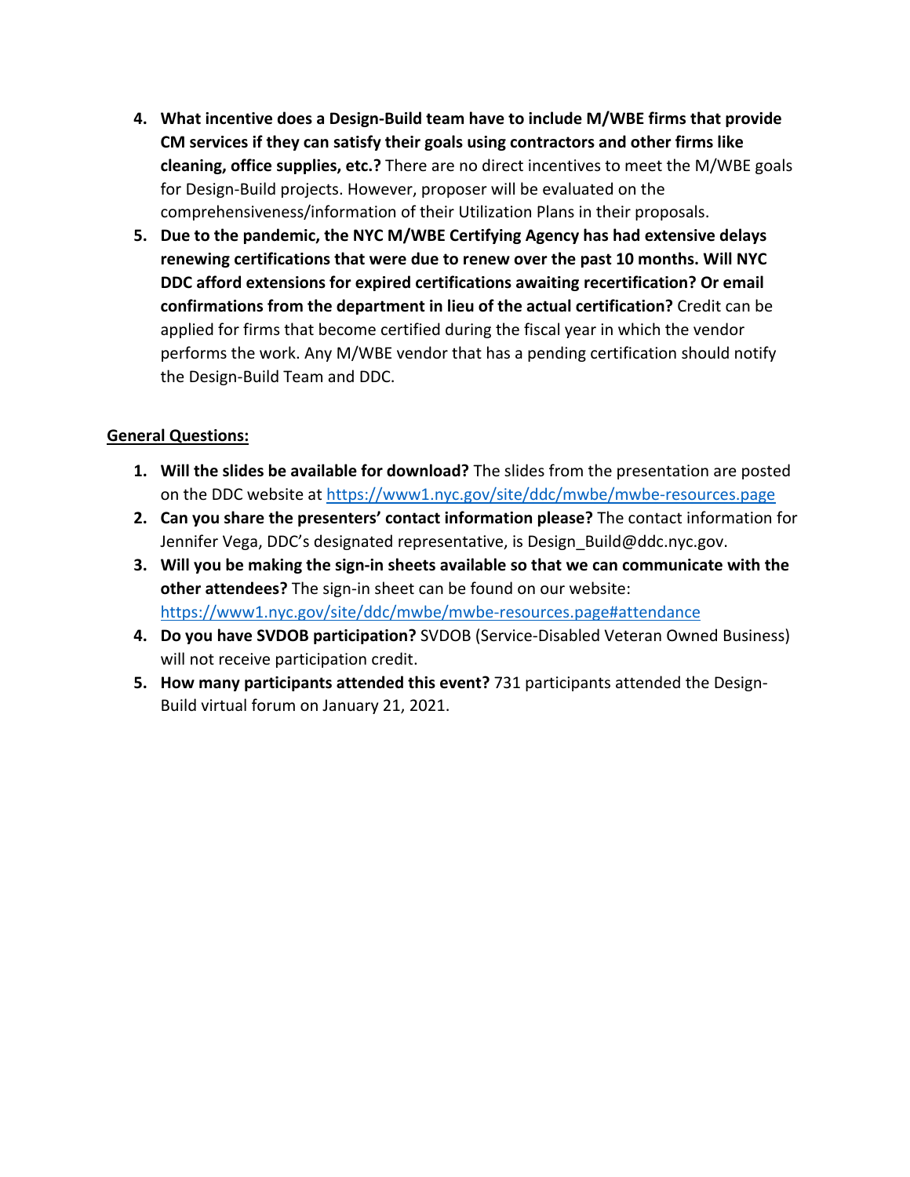4. **What incentive does a Design-Build team have to include M/WBE firms that provide CM services if they can satisfy their goals using contractors and other firms like cleaning, office supplies, etc.?** There are no direct incentives to meet the M/WBE goals for Design-Build projects. However, proposer will be evaluated on the comprehensiveness/information of their Utilization Plans in their proposals.
5. **Due to the pandemic, the NYC M/WBE Certifying Agency has had extensive delays renewing certifications that were due to renew over the past 10 months. Will NYC DDC afford extensions for expired certifications awaiting recertification? Or email confirmations from the department in lieu of the actual certification?** Credit can be applied for firms that become certified during the fiscal year in which the vendor performs the work. Any M/WBE vendor that has a pending certification should notify the Design-Build Team and DDC.

**General Questions:**

1. **Will the slides be available for download?** The slides from the presentation are posted on the DDC website at https://www1.nyc.gov/site/ddc/mwbe/mwbe-resources.page
2. **Can you share the presenters' contact information please?** The contact information for Jennifer Vega, DDC's designated representative, is Design_Build@ddc.nyc.gov.
3. **Will you be making the sign-in sheets available so that we can communicate with the other attendees?** The sign-in sheet can be found on our website: https://www1.nyc.gov/site/ddc/mwbe/mwbe-resources.page#attendance
4. **Do you have SVDOB participation?** SVDOB (Service-Disabled Veteran Owned Business) will not receive participation credit.
5. **How many participants attended this event?** 731 participants attended the Design-Build virtual forum on January 21, 2021.